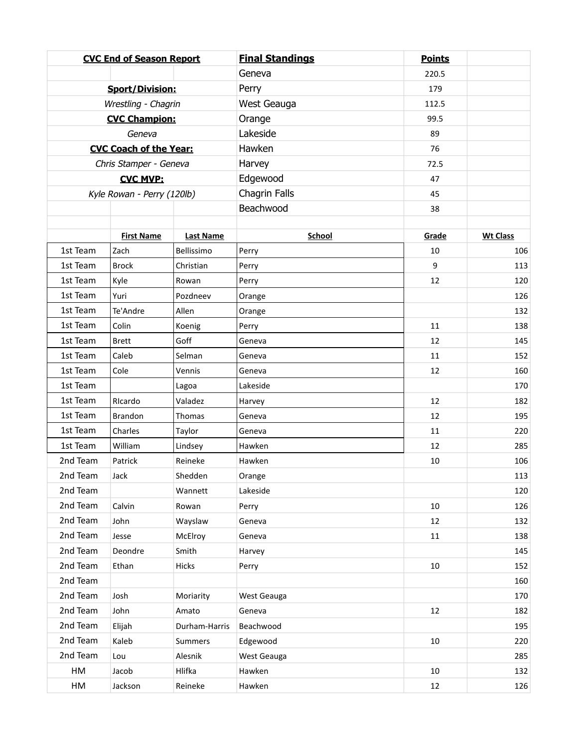| **CVC End of Season Report** | | | **Final Standings** | **Points** | |
|---|---|---|---|---|---|
| | | | Geneva | 220.5 | |
| **Sport/Division:** | | | Perry | 179 | |
| *Wrestling - Chagrin* | | | West Geauga | 112.5 | |
| **CVC Champion:** | | | Orange | 99.5 | |
| *Geneva* | | | Lakeside | 89 | |
| **CVC Coach of the Year:** | | | Hawken | 76 | |
| *Chris Stamper - Geneva* | | | Harvey | 72.5 | |
| **CVC MVP:** | | | Edgewood | 47 | |
| *Kyle Rowan - Perry (120lb)* | | | Chagrin Falls | 45 | |
| | | | Beachwood | 38 | |

| | **First Name** | **Last Name** | **School** | **Grade** | **Wt Class** |
|---|---|---|---|---|---|
| 1st Team | Zach | Bellissimo | Perry | 10 | 106 |
| 1st Team | Brock | Christian | Perry | 9 | 113 |
| 1st Team | Kyle | Rowan | Perry | 12 | 120 |
| 1st Team | Yuri | Pozdneev | Orange | | 126 |
| 1st Team | Te'Andre | Allen | Orange | | 132 |
| 1st Team | Colin | Koenig | Perry | 11 | 138 |
| 1st Team | Brett | Goff | Geneva | 12 | 145 |
| 1st Team | Caleb | Selman | Geneva | 11 | 152 |
| 1st Team | Cole | Vennis | Geneva | 12 | 160 |
| 1st Team | | Lagoa | Lakeside | | 170 |
| 1st Team | RIcardo | Valadez | Harvey | 12 | 182 |
| 1st Team | Brandon | Thomas | Geneva | 12 | 195 |
| 1st Team | Charles | Taylor | Geneva | 11 | 220 |
| 1st Team | William | Lindsey | Hawken | 12 | 285 |
| 2nd Team | Patrick | Reineke | Hawken | 10 | 106 |
| 2nd Team | Jack | Shedden | Orange | | 113 |
| 2nd Team | | Wannett | Lakeside | | 120 |
| 2nd Team | Calvin | Rowan | Perry | 10 | 126 |
| 2nd Team | John | Wayslaw | Geneva | 12 | 132 |
| 2nd Team | Jesse | McElroy | Geneva | 11 | 138 |
| 2nd Team | Deondre | Smith | Harvey | | 145 |
| 2nd Team | Ethan | Hicks | Perry | 10 | 152 |
| 2nd Team | | | | | 160 |
| 2nd Team | Josh | Moriarity | West Geauga | | 170 |
| 2nd Team | John | Amato | Geneva | 12 | 182 |
| 2nd Team | Elijah | Durham-Harris | Beachwood | | 195 |
| 2nd Team | Kaleb | Summers | Edgewood | 10 | 220 |
| 2nd Team | Lou | Alesnik | West Geauga | | 285 |
| HM | Jacob | Hlifka | Hawken | 10 | 132 |
| HM | Jackson | Reineke | Hawken | 12 | 126 |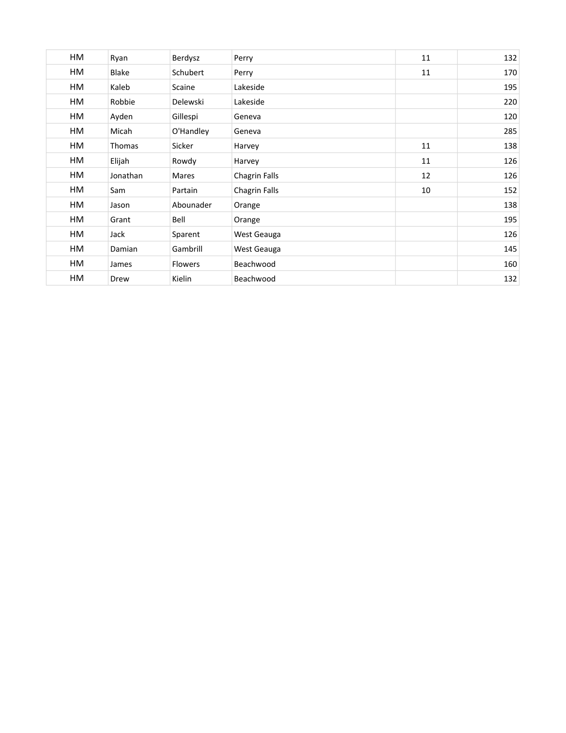| | | | | | |
|---|---|---|---|---|---|
| HM | Ryan | Berdysz | Perry | 11 | 132 |
| HM | Blake | Schubert | Perry | 11 | 170 |
| HM | Kaleb | Scaine | Lakeside | | 195 |
| HM | Robbie | Delewski | Lakeside | | 220 |
| HM | Ayden | Gillespi | Geneva | | 120 |
| HM | Micah | O'Handley | Geneva | | 285 |
| HM | Thomas | Sicker | Harvey | 11 | 138 |
| HM | Elijah | Rowdy | Harvey | 11 | 126 |
| HM | Jonathan | Mares | Chagrin Falls | 12 | 126 |
| HM | Sam | Partain | Chagrin Falls | 10 | 152 |
| HM | Jason | Abounader | Orange | | 138 |
| HM | Grant | Bell | Orange | | 195 |
| HM | Jack | Sparent | West Geauga | | 126 |
| HM | Damian | Gambrill | West Geauga | | 145 |
| HM | James | Flowers | Beachwood | | 160 |
| HM | Drew | Kielin | Beachwood | | 132 |